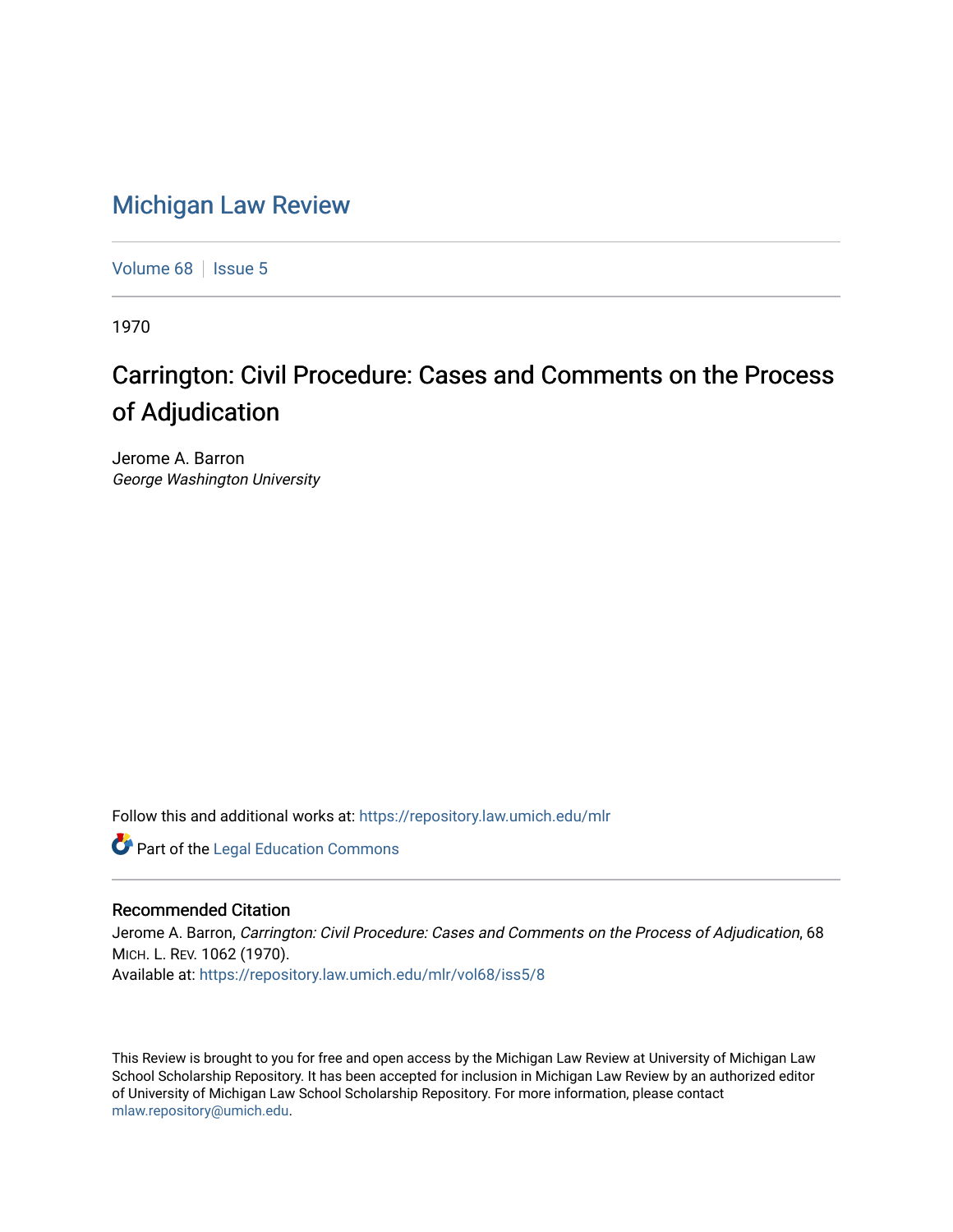# Michigan Law Review

Volume 68 | Issue 5

1970

## Carrington: Civil Procedure: Cases and Comments on the Process of Adjudication

Jerome A. Barron
*George Washington University*

Follow this and additional works at: https://repository.law.umich.edu/mlr

Part of the Legal Education Commons

### Recommended Citation

Jerome A. Barron, *Carrington: Civil Procedure: Cases and Comments on the Process of Adjudication*, 68 MICH. L. REV. 1062 (1970).
Available at: https://repository.law.umich.edu/mlr/vol68/iss5/8

This Review is brought to you for free and open access by the Michigan Law Review at University of Michigan Law School Scholarship Repository. It has been accepted for inclusion in Michigan Law Review by an authorized editor of University of Michigan Law School Scholarship Repository. For more information, please contact mlaw.repository@umich.edu.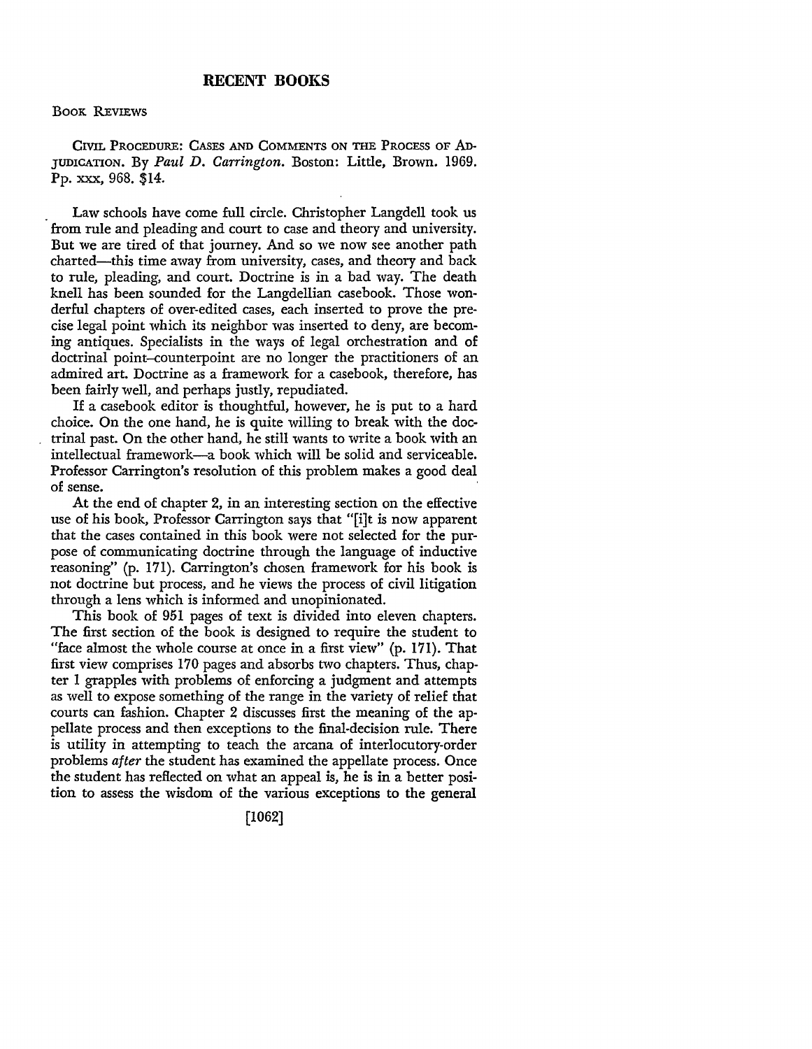# RECENT BOOKS

## BOOK REVIEWS

CIVIL PROCEDURE: CASES AND COMMENTS ON THE PROCESS OF ADJUDICATION. By *Paul D. Carrington*. Boston: Little, Brown. 1969. Pp. xxx, 968. $14.

Law schools have come full circle. Christopher Langdell took us from rule and pleading and court to case and theory and university. But we are tired of that journey. And so we now see another path charted—this time away from university, cases, and theory and back to rule, pleading, and court. Doctrine is in a bad way. The death knell has been sounded for the Langdellian casebook. Those wonderful chapters of over-edited cases, each inserted to prove the precise legal point which its neighbor was inserted to deny, are becoming antiques. Specialists in the ways of legal orchestration and of doctrinal point–counterpoint are no longer the practitioners of an admired art. Doctrine as a framework for a casebook, therefore, has been fairly well, and perhaps justly, repudiated.

If a casebook editor is thoughtful, however, he is put to a hard choice. On the one hand, he is quite willing to break with the doctrinal past. On the other hand, he still wants to write a book with an intellectual framework—a book which will be solid and serviceable. Professor Carrington's resolution of this problem makes a good deal of sense.

At the end of chapter 2, in an interesting section on the effective use of his book, Professor Carrington says that "[i]t is now apparent that the cases contained in this book were not selected for the purpose of communicating doctrine through the language of inductive reasoning" (p. 171). Carrington's chosen framework for his book is not doctrine but process, and he views the process of civil litigation through a lens which is informed and unopinionated.

This book of 951 pages of text is divided into eleven chapters. The first section of the book is designed to require the student to "face almost the whole course at once in a first view" (p. 171). That first view comprises 170 pages and absorbs two chapters. Thus, chapter 1 grapples with problems of enforcing a judgment and attempts as well to expose something of the range in the variety of relief that courts can fashion. Chapter 2 discusses first the meaning of the appellate process and then exceptions to the final-decision rule. There is utility in attempting to teach the arcana of interlocutory-order problems *after* the student has examined the appellate process. Once the student has reflected on what an appeal is, he is in a better position to assess the wisdom of the various exceptions to the general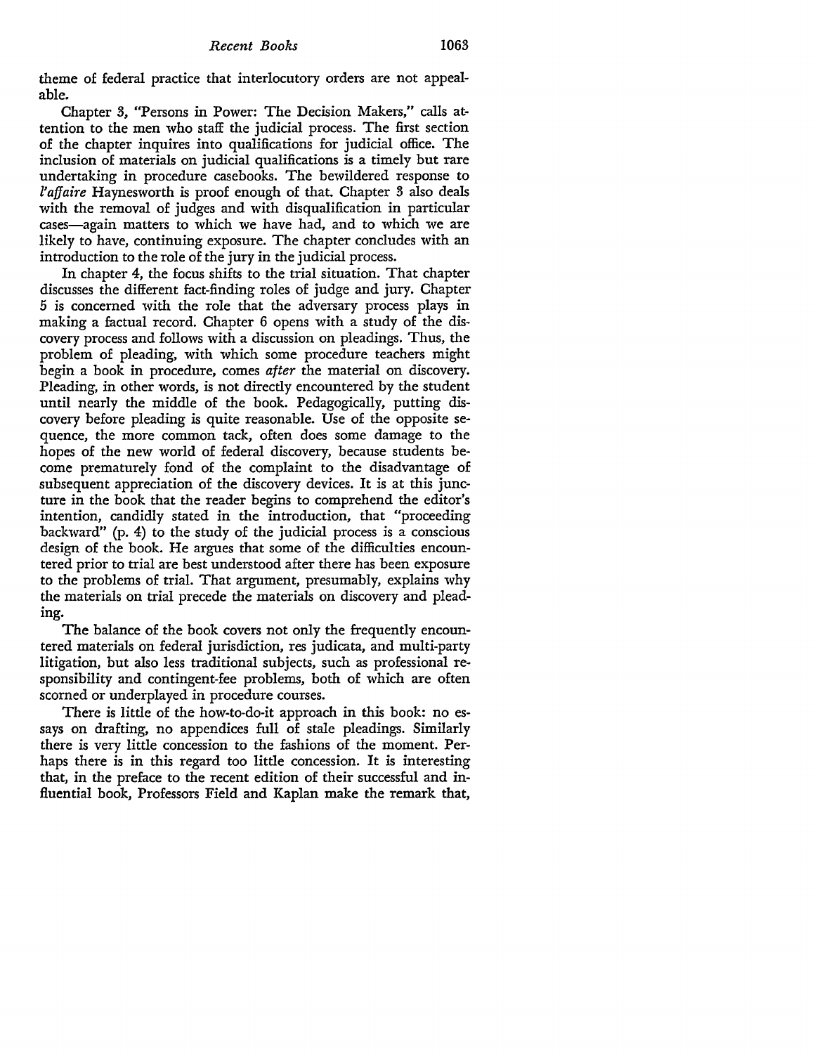theme of federal practice that interlocutory orders are not appealable.

Chapter 3, "Persons in Power: The Decision Makers," calls attention to the men who staff the judicial process. The first section of the chapter inquires into qualifications for judicial office. The inclusion of materials on judicial qualifications is a timely but rare undertaking in procedure casebooks. The bewildered response to *l'affaire* Haynesworth is proof enough of that. Chapter 3 also deals with the removal of judges and with disqualification in particular cases—again matters to which we have had, and to which we are likely to have, continuing exposure. The chapter concludes with an introduction to the role of the jury in the judicial process.

In chapter 4, the focus shifts to the trial situation. That chapter discusses the different fact-finding roles of judge and jury. Chapter 5 is concerned with the role that the adversary process plays in making a factual record. Chapter 6 opens with a study of the discovery process and follows with a discussion on pleadings. Thus, the problem of pleading, with which some procedure teachers might begin a book in procedure, comes *after* the material on discovery. Pleading, in other words, is not directly encountered by the student until nearly the middle of the book. Pedagogically, putting discovery before pleading is quite reasonable. Use of the opposite sequence, the more common tack, often does some damage to the hopes of the new world of federal discovery, because students become prematurely fond of the complaint to the disadvantage of subsequent appreciation of the discovery devices. It is at this juncture in the book that the reader begins to comprehend the editor's intention, candidly stated in the introduction, that "proceeding backward" (p. 4) to the study of the judicial process is a conscious design of the book. He argues that some of the difficulties encountered prior to trial are best understood after there has been exposure to the problems of trial. That argument, presumably, explains why the materials on trial precede the materials on discovery and pleading.

The balance of the book covers not only the frequently encountered materials on federal jurisdiction, res judicata, and multi-party litigation, but also less traditional subjects, such as professional responsibility and contingent-fee problems, both of which are often scorned or underplayed in procedure courses.

There is little of the how-to-do-it approach in this book: no essays on drafting, no appendices full of stale pleadings. Similarly there is very little concession to the fashions of the moment. Perhaps there is in this regard too little concession. It is interesting that, in the preface to the recent edition of their successful and influential book, Professors Field and Kaplan make the remark that,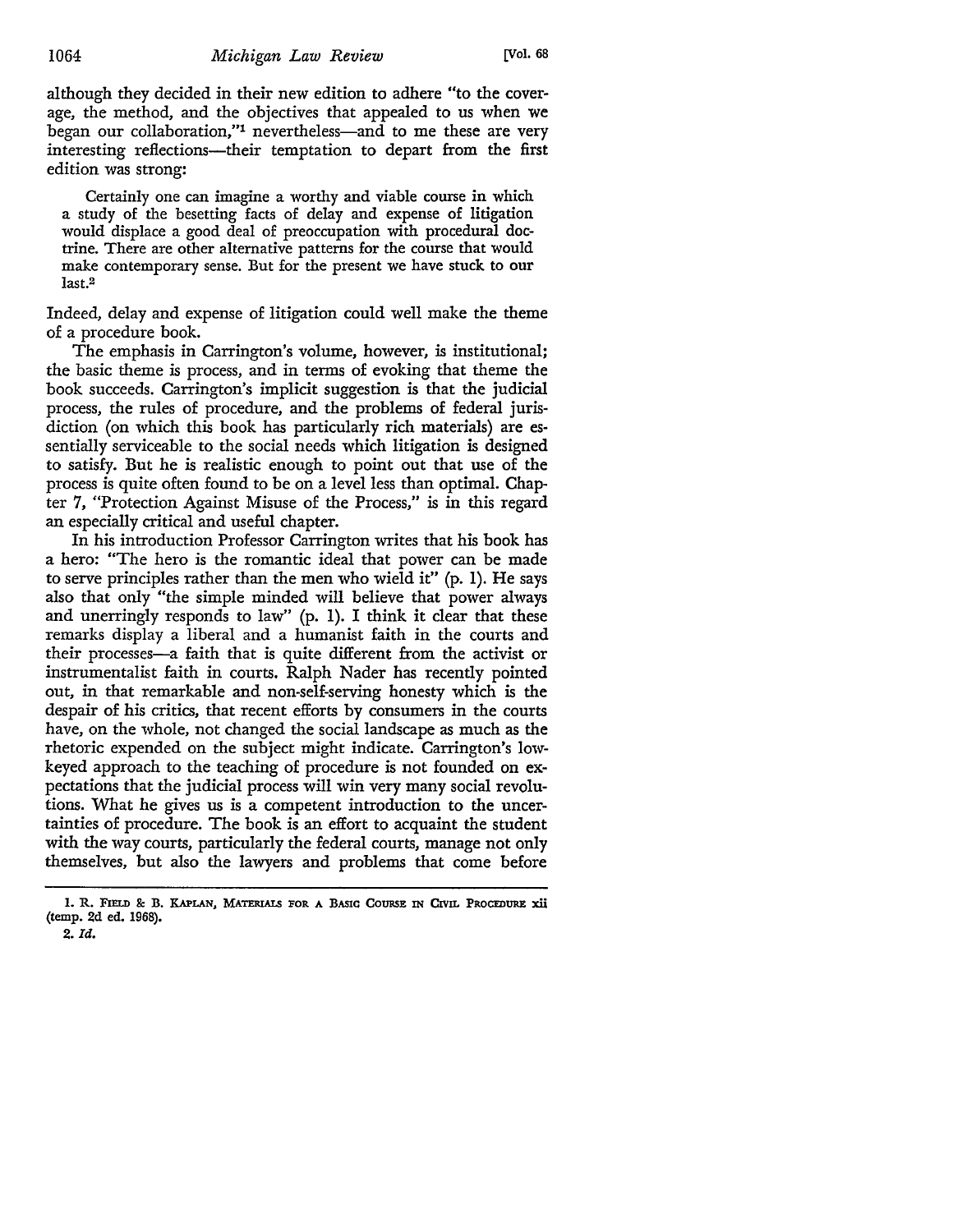although they decided in their new edition to adhere "to the coverage, the method, and the objectives that appealed to us when we began our collaboration,"[1] nevertheless—and to me these are very interesting reflections—their temptation to depart from the first edition was strong:

> Certainly one can imagine a worthy and viable course in which a study of the besetting facts of delay and expense of litigation would displace a good deal of preoccupation with procedural doctrine. There are other alternative patterns for the course that would make contemporary sense. But for the present we have stuck to our last.[2]

Indeed, delay and expense of litigation could well make the theme of a procedure book.

The emphasis in Carrington's volume, however, is institutional; the basic theme is process, and in terms of evoking that theme the book succeeds. Carrington's implicit suggestion is that the judicial process, the rules of procedure, and the problems of federal jurisdiction (on which this book has particularly rich materials) are essentially serviceable to the social needs which litigation is designed to satisfy. But he is realistic enough to point out that use of the process is quite often found to be on a level less than optimal. Chapter 7, "Protection Against Misuse of the Process," is in this regard an especially critical and useful chapter.

In his introduction Professor Carrington writes that his book has a hero: "The hero is the romantic ideal that power can be made to serve principles rather than the men who wield it" (p. 1). He says also that only "the simple minded will believe that power always and unerringly responds to law" (p. 1). I think it clear that these remarks display a liberal and a humanist faith in the courts and their processes—a faith that is quite different from the activist or instrumentalist faith in courts. Ralph Nader has recently pointed out, in that remarkable and non-self-serving honesty which is the despair of his critics, that recent efforts by consumers in the courts have, on the whole, not changed the social landscape as much as the rhetoric expended on the subject might indicate. Carrington's low-keyed approach to the teaching of procedure is not founded on expectations that the judicial process will win very many social revolutions. What he gives us is a competent introduction to the uncertainties of procedure. The book is an effort to acquaint the student with the way courts, particularly the federal courts, manage not only themselves, but also the lawyers and problems that come before

---

1. R. Field & B. Kaplan, Materials for a Basic Course in Civil Procedure xii (temp. 2d ed. 1968).

2. *Id.*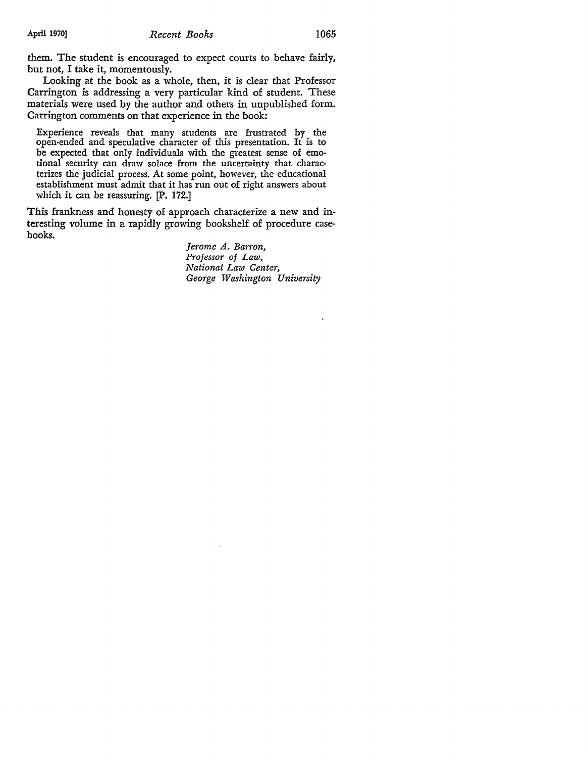them. The student is encouraged to expect courts to behave fairly, but not, I take it, momentously.

Looking at the book as a whole, then, it is clear that Professor Carrington is addressing a very particular kind of student. These materials were used by the author and others in unpublished form. Carrington comments on that experience in the book:

> Experience reveals that many students are frustrated by the open-ended and speculative character of this presentation. It is to be expected that only individuals with the greatest sense of emotional security can draw solace from the uncertainty that characterizes the judicial process. At some point, however, the educational establishment must admit that it has run out of right answers about which it can be reassuring. [P. 172.]

This frankness and honesty of approach characterize a new and interesting volume in a rapidly growing bookshelf of procedure casebooks.

*Jerome A. Barron,*
*Professor of Law,*
*National Law Center,*
*George Washington University*